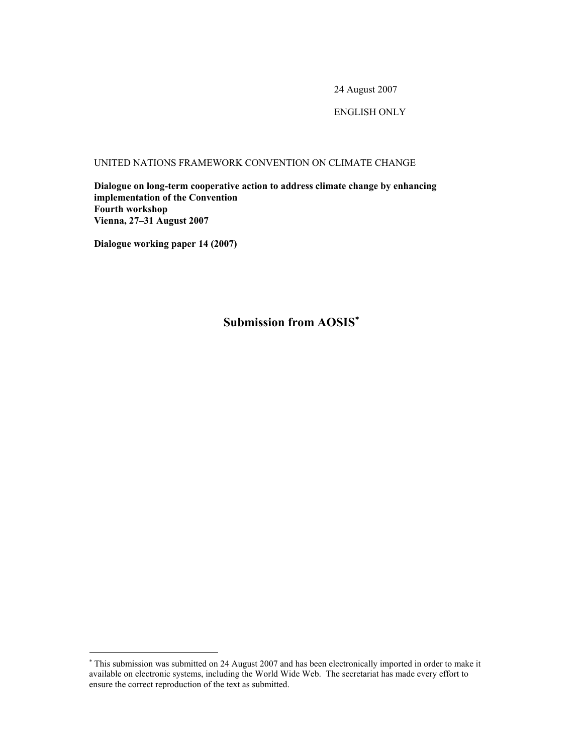24 August 2007

ENGLISH ONLY

UNITED NATIONS FRAMEWORK CONVENTION ON CLIMATE CHANGE

**Dialogue on long-term cooperative action to address climate change by enhancing implementation of the Convention**
**Fourth workshop**
**Vienna, 27–31 August 2007**

**Dialogue working paper 14 (2007)**

# Submission from AOSIS*

---

* This submission was submitted on 24 August 2007 and has been electronically imported in order to make it available on electronic systems, including the World Wide Web. The secretariat has made every effort to ensure the correct reproduction of the text as submitted.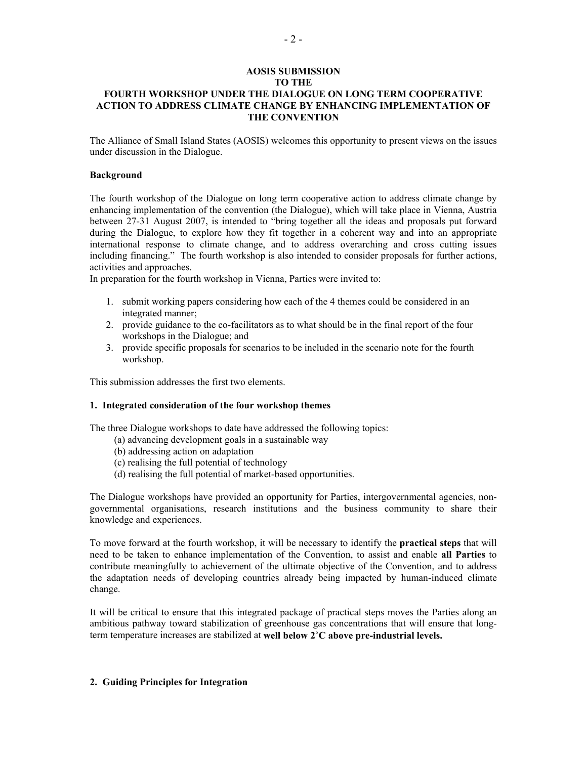# AOSIS SUBMISSION TO THE FOURTH WORKSHOP UNDER THE DIALOGUE ON LONG TERM COOPERATIVE ACTION TO ADDRESS CLIMATE CHANGE BY ENHANCING IMPLEMENTATION OF THE CONVENTION

The Alliance of Small Island States (AOSIS) welcomes this opportunity to present views on the issues under discussion in the Dialogue.

**Background**

The fourth workshop of the Dialogue on long term cooperative action to address climate change by enhancing implementation of the convention (the Dialogue), which will take place in Vienna, Austria between 27-31 August 2007, is intended to "bring together all the ideas and proposals put forward during the Dialogue, to explore how they fit together in a coherent way and into an appropriate international response to climate change, and to address overarching and cross cutting issues including financing." The fourth workshop is also intended to consider proposals for further actions, activities and approaches.
In preparation for the fourth workshop in Vienna, Parties were invited to:

1. submit working papers considering how each of the 4 themes could be considered in an integrated manner;
2. provide guidance to the co-facilitators as to what should be in the final report of the four workshops in the Dialogue; and
3. provide specific proposals for scenarios to be included in the scenario note for the fourth workshop.

This submission addresses the first two elements.

**1. Integrated consideration of the four workshop themes**

The three Dialogue workshops to date have addressed the following topics:

(a) advancing development goals in a sustainable way
(b) addressing action on adaptation
(c) realising the full potential of technology
(d) realising the full potential of market-based opportunities.

The Dialogue workshops have provided an opportunity for Parties, intergovernmental agencies, non-governmental organisations, research institutions and the business community to share their knowledge and experiences.

To move forward at the fourth workshop, it will be necessary to identify the **practical steps** that will need to be taken to enhance implementation of the Convention, to assist and enable **all Parties** to contribute meaningfully to achievement of the ultimate objective of the Convention, and to address the adaptation needs of developing countries already being impacted by human-induced climate change.

It will be critical to ensure that this integrated package of practical steps moves the Parties along an ambitious pathway toward stabilization of greenhouse gas concentrations that will ensure that long-term temperature increases are stabilized at **well below 2˚C above pre-industrial levels.**

**2. Guiding Principles for Integration**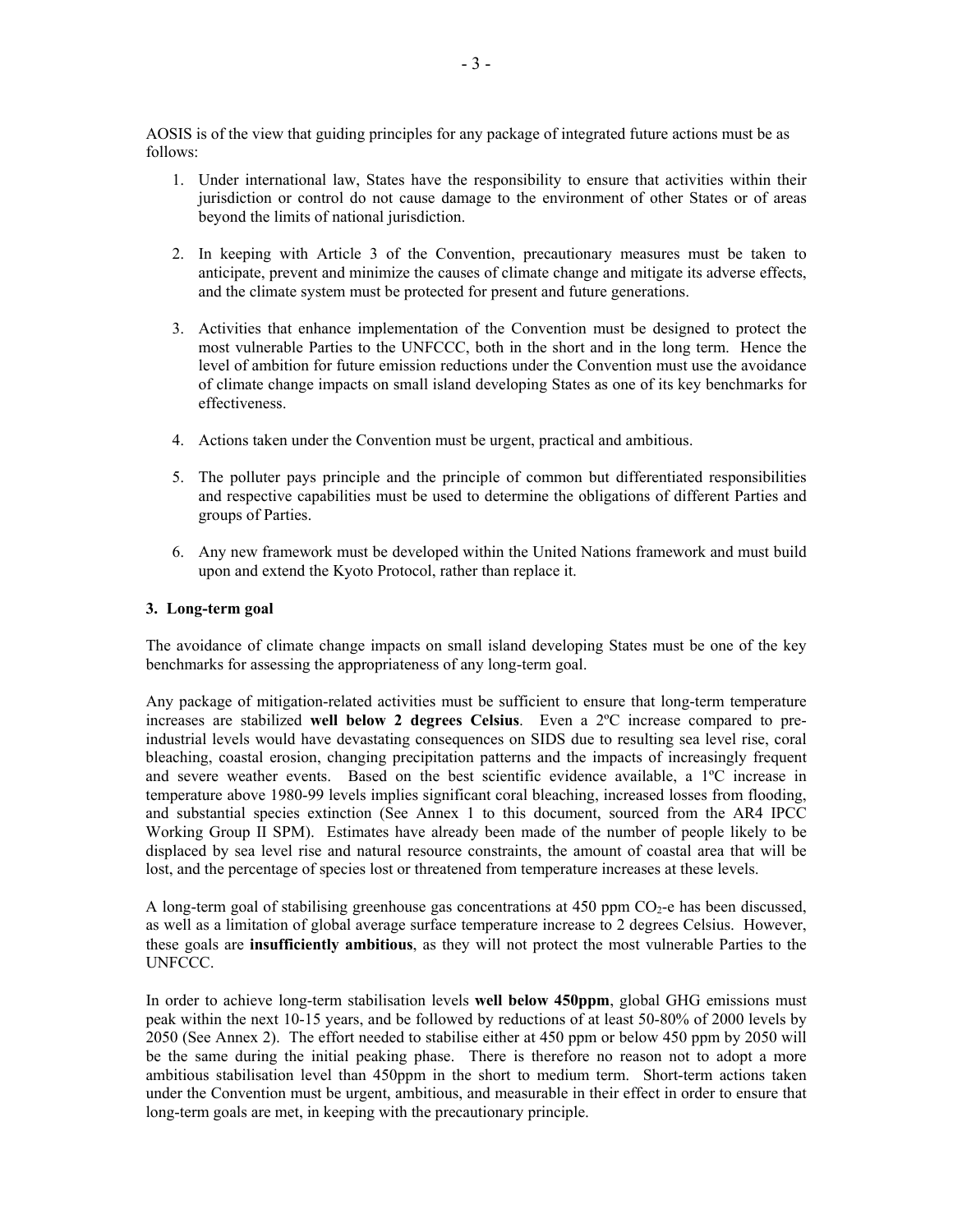AOSIS is of the view that guiding principles for any package of integrated future actions must be as follows:

1. Under international law, States have the responsibility to ensure that activities within their jurisdiction or control do not cause damage to the environment of other States or of areas beyond the limits of national jurisdiction.

2. In keeping with Article 3 of the Convention, precautionary measures must be taken to anticipate, prevent and minimize the causes of climate change and mitigate its adverse effects, and the climate system must be protected for present and future generations.

3. Activities that enhance implementation of the Convention must be designed to protect the most vulnerable Parties to the UNFCCC, both in the short and in the long term. Hence the level of ambition for future emission reductions under the Convention must use the avoidance of climate change impacts on small island developing States as one of its key benchmarks for effectiveness.

4. Actions taken under the Convention must be urgent, practical and ambitious.

5. The polluter pays principle and the principle of common but differentiated responsibilities and respective capabilities must be used to determine the obligations of different Parties and groups of Parties.

6. Any new framework must be developed within the United Nations framework and must build upon and extend the Kyoto Protocol, rather than replace it.

### 3. Long-term goal

The avoidance of climate change impacts on small island developing States must be one of the key benchmarks for assessing the appropriateness of any long-term goal.

Any package of mitigation-related activities must be sufficient to ensure that long-term temperature increases are stabilized **well below 2 degrees Celsius**. Even a 2ºC increase compared to pre-industrial levels would have devastating consequences on SIDS due to resulting sea level rise, coral bleaching, coastal erosion, changing precipitation patterns and the impacts of increasingly frequent and severe weather events. Based on the best scientific evidence available, a 1ºC increase in temperature above 1980-99 levels implies significant coral bleaching, increased losses from flooding, and substantial species extinction (See Annex 1 to this document, sourced from the AR4 IPCC Working Group II SPM). Estimates have already been made of the number of people likely to be displaced by sea level rise and natural resource constraints, the amount of coastal area that will be lost, and the percentage of species lost or threatened from temperature increases at these levels.

A long-term goal of stabilising greenhouse gas concentrations at 450 ppm $CO_2$-e has been discussed, as well as a limitation of global average surface temperature increase to 2 degrees Celsius. However, these goals are **insufficiently ambitious**, as they will not protect the most vulnerable Parties to the UNFCCC.

In order to achieve long-term stabilisation levels **well below 450ppm**, global GHG emissions must peak within the next 10-15 years, and be followed by reductions of at least 50-80% of 2000 levels by 2050 (See Annex 2). The effort needed to stabilise either at 450 ppm or below 450 ppm by 2050 will be the same during the initial peaking phase. There is therefore no reason not to adopt a more ambitious stabilisation level than 450ppm in the short to medium term. Short-term actions taken under the Convention must be urgent, ambitious, and measurable in their effect in order to ensure that long-term goals are met, in keeping with the precautionary principle.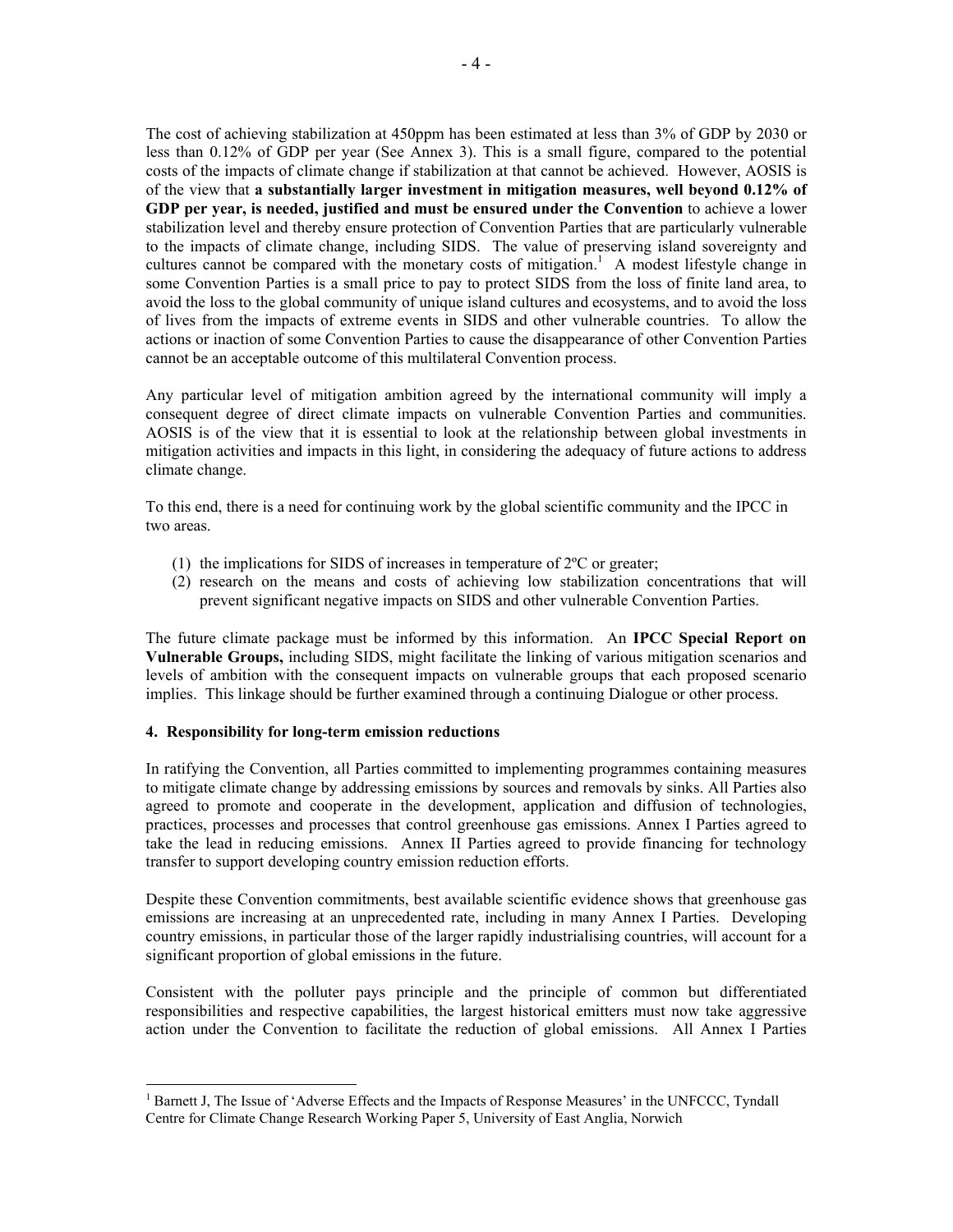The cost of achieving stabilization at 450ppm has been estimated at less than 3% of GDP by 2030 or less than 0.12% of GDP per year (See Annex 3). This is a small figure, compared to the potential costs of the impacts of climate change if stabilization at that cannot be achieved. However, AOSIS is of the view that **a substantially larger investment in mitigation measures, well beyond 0.12% of GDP per year, is needed, justified and must be ensured under the Convention** to achieve a lower stabilization level and thereby ensure protection of Convention Parties that are particularly vulnerable to the impacts of climate change, including SIDS. The value of preserving island sovereignty and cultures cannot be compared with the monetary costs of mitigation.[1] A modest lifestyle change in some Convention Parties is a small price to pay to protect SIDS from the loss of finite land area, to avoid the loss to the global community of unique island cultures and ecosystems, and to avoid the loss of lives from the impacts of extreme events in SIDS and other vulnerable countries. To allow the actions or inaction of some Convention Parties to cause the disappearance of other Convention Parties cannot be an acceptable outcome of this multilateral Convention process.

Any particular level of mitigation ambition agreed by the international community will imply a consequent degree of direct climate impacts on vulnerable Convention Parties and communities. AOSIS is of the view that it is essential to look at the relationship between global investments in mitigation activities and impacts in this light, in considering the adequacy of future actions to address climate change.

To this end, there is a need for continuing work by the global scientific community and the IPCC in two areas.

(1) the implications for SIDS of increases in temperature of 2ºC or greater;
(2) research on the means and costs of achieving low stabilization concentrations that will prevent significant negative impacts on SIDS and other vulnerable Convention Parties.

The future climate package must be informed by this information. An **IPCC Special Report on Vulnerable Groups,** including SIDS, might facilitate the linking of various mitigation scenarios and levels of ambition with the consequent impacts on vulnerable groups that each proposed scenario implies. This linkage should be further examined through a continuing Dialogue or other process.

#### 4. Responsibility for long-term emission reductions

In ratifying the Convention, all Parties committed to implementing programmes containing measures to mitigate climate change by addressing emissions by sources and removals by sinks. All Parties also agreed to promote and cooperate in the development, application and diffusion of technologies, practices, processes and processes that control greenhouse gas emissions. Annex I Parties agreed to take the lead in reducing emissions. Annex II Parties agreed to provide financing for technology transfer to support developing country emission reduction efforts.

Despite these Convention commitments, best available scientific evidence shows that greenhouse gas emissions are increasing at an unprecedented rate, including in many Annex I Parties. Developing country emissions, in particular those of the larger rapidly industrialising countries, will account for a significant proportion of global emissions in the future.

Consistent with the polluter pays principle and the principle of common but differentiated responsibilities and respective capabilities, the largest historical emitters must now take aggressive action under the Convention to facilitate the reduction of global emissions. All Annex I Parties

[1] Barnett J, The Issue of 'Adverse Effects and the Impacts of Response Measures' in the UNFCCC, Tyndall Centre for Climate Change Research Working Paper 5, University of East Anglia, Norwich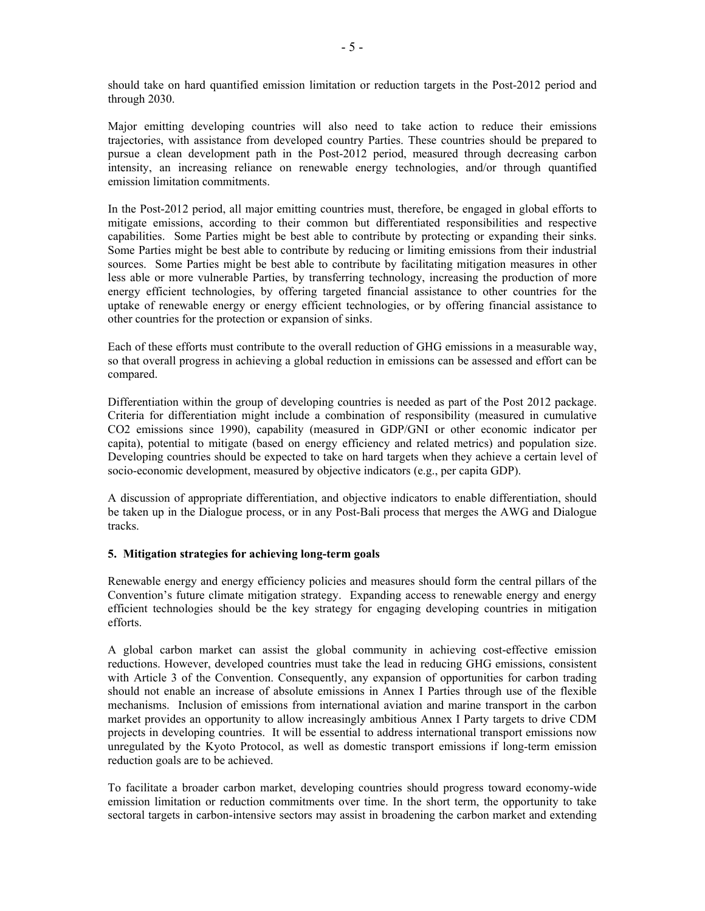should take on hard quantified emission limitation or reduction targets in the Post-2012 period and through 2030.

Major emitting developing countries will also need to take action to reduce their emissions trajectories, with assistance from developed country Parties. These countries should be prepared to pursue a clean development path in the Post-2012 period, measured through decreasing carbon intensity, an increasing reliance on renewable energy technologies, and/or through quantified emission limitation commitments.

In the Post-2012 period, all major emitting countries must, therefore, be engaged in global efforts to mitigate emissions, according to their common but differentiated responsibilities and respective capabilities. Some Parties might be best able to contribute by protecting or expanding their sinks. Some Parties might be best able to contribute by reducing or limiting emissions from their industrial sources. Some Parties might be best able to contribute by facilitating mitigation measures in other less able or more vulnerable Parties, by transferring technology, increasing the production of more energy efficient technologies, by offering targeted financial assistance to other countries for the uptake of renewable energy or energy efficient technologies, or by offering financial assistance to other countries for the protection or expansion of sinks.

Each of these efforts must contribute to the overall reduction of GHG emissions in a measurable way, so that overall progress in achieving a global reduction in emissions can be assessed and effort can be compared.

Differentiation within the group of developing countries is needed as part of the Post 2012 package. Criteria for differentiation might include a combination of responsibility (measured in cumulative $CO_2$ emissions since 1990), capability (measured in GDP/GNI or other economic indicator per capita), potential to mitigate (based on energy efficiency and related metrics) and population size. Developing countries should be expected to take on hard targets when they achieve a certain level of socio-economic development, measured by objective indicators (e.g., per capita GDP).

A discussion of appropriate differentiation, and objective indicators to enable differentiation, should be taken up in the Dialogue process, or in any Post-Bali process that merges the AWG and Dialogue tracks.

**5. Mitigation strategies for achieving long-term goals**

Renewable energy and energy efficiency policies and measures should form the central pillars of the Convention's future climate mitigation strategy. Expanding access to renewable energy and energy efficient technologies should be the key strategy for engaging developing countries in mitigation efforts.

A global carbon market can assist the global community in achieving cost-effective emission reductions. However, developed countries must take the lead in reducing GHG emissions, consistent with Article 3 of the Convention. Consequently, any expansion of opportunities for carbon trading should not enable an increase of absolute emissions in Annex I Parties through use of the flexible mechanisms. Inclusion of emissions from international aviation and marine transport in the carbon market provides an opportunity to allow increasingly ambitious Annex I Party targets to drive CDM projects in developing countries. It will be essential to address international transport emissions now unregulated by the Kyoto Protocol, as well as domestic transport emissions if long-term emission reduction goals are to be achieved.

To facilitate a broader carbon market, developing countries should progress toward economy-wide emission limitation or reduction commitments over time. In the short term, the opportunity to take sectoral targets in carbon-intensive sectors may assist in broadening the carbon market and extending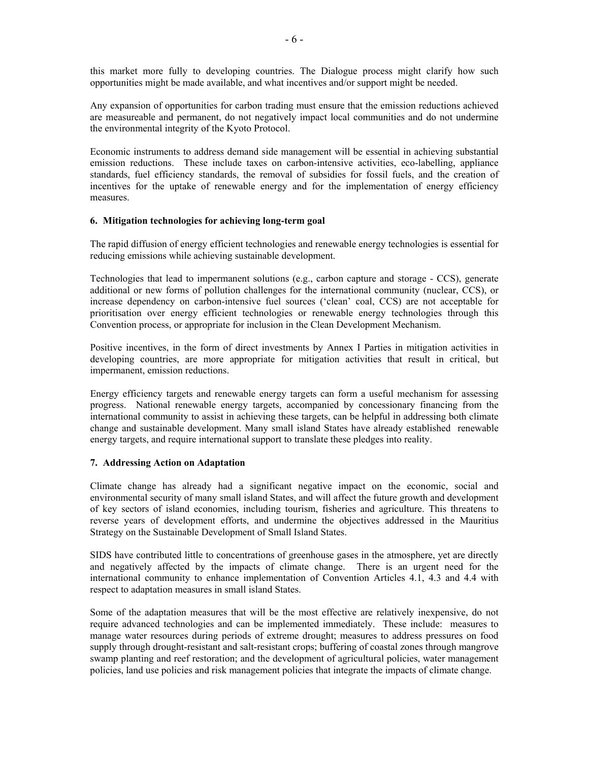this market more fully to developing countries. The Dialogue process might clarify how such opportunities might be made available, and what incentives and/or support might be needed.

Any expansion of opportunities for carbon trading must ensure that the emission reductions achieved are measureable and permanent, do not negatively impact local communities and do not undermine the environmental integrity of the Kyoto Protocol.

Economic instruments to address demand side management will be essential in achieving substantial emission reductions. These include taxes on carbon-intensive activities, eco-labelling, appliance standards, fuel efficiency standards, the removal of subsidies for fossil fuels, and the creation of incentives for the uptake of renewable energy and for the implementation of energy efficiency measures.

**6. Mitigation technologies for achieving long-term goal**

The rapid diffusion of energy efficient technologies and renewable energy technologies is essential for reducing emissions while achieving sustainable development.

Technologies that lead to impermanent solutions (e.g., carbon capture and storage - CCS), generate additional or new forms of pollution challenges for the international community (nuclear, CCS), or increase dependency on carbon-intensive fuel sources ('clean' coal, CCS) are not acceptable for prioritisation over energy efficient technologies or renewable energy technologies through this Convention process, or appropriate for inclusion in the Clean Development Mechanism.

Positive incentives, in the form of direct investments by Annex I Parties in mitigation activities in developing countries, are more appropriate for mitigation activities that result in critical, but impermanent, emission reductions.

Energy efficiency targets and renewable energy targets can form a useful mechanism for assessing progress. National renewable energy targets, accompanied by concessionary financing from the international community to assist in achieving these targets, can be helpful in addressing both climate change and sustainable development. Many small island States have already established renewable energy targets, and require international support to translate these pledges into reality.

**7. Addressing Action on Adaptation**

Climate change has already had a significant negative impact on the economic, social and environmental security of many small island States, and will affect the future growth and development of key sectors of island economies, including tourism, fisheries and agriculture. This threatens to reverse years of development efforts, and undermine the objectives addressed in the Mauritius Strategy on the Sustainable Development of Small Island States.

SIDS have contributed little to concentrations of greenhouse gases in the atmosphere, yet are directly and negatively affected by the impacts of climate change. There is an urgent need for the international community to enhance implementation of Convention Articles 4.1, 4.3 and 4.4 with respect to adaptation measures in small island States.

Some of the adaptation measures that will be the most effective are relatively inexpensive, do not require advanced technologies and can be implemented immediately. These include: measures to manage water resources during periods of extreme drought; measures to address pressures on food supply through drought-resistant and salt-resistant crops; buffering of coastal zones through mangrove swamp planting and reef restoration; and the development of agricultural policies, water management policies, land use policies and risk management policies that integrate the impacts of climate change.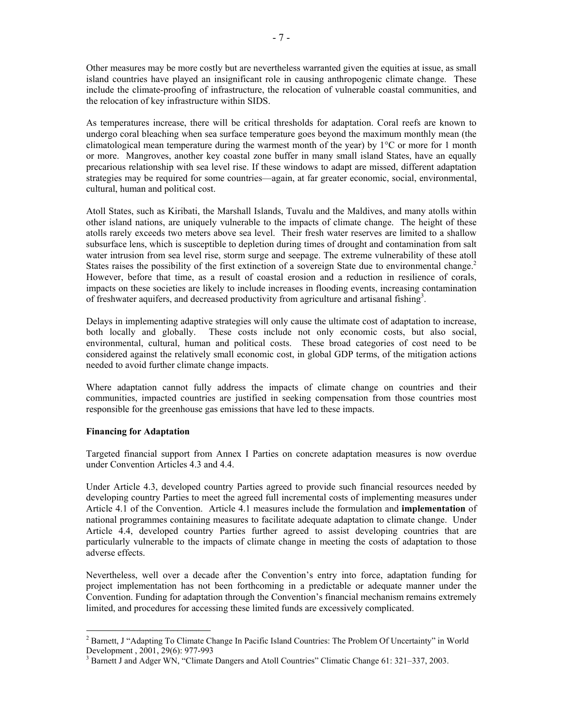Other measures may be more costly but are nevertheless warranted given the equities at issue, as small island countries have played an insignificant role in causing anthropogenic climate change. These include the climate-proofing of infrastructure, the relocation of vulnerable coastal communities, and the relocation of key infrastructure within SIDS.

As temperatures increase, there will be critical thresholds for adaptation. Coral reefs are known to undergo coral bleaching when sea surface temperature goes beyond the maximum monthly mean (the climatological mean temperature during the warmest month of the year) by 1°C or more for 1 month or more. Mangroves, another key coastal zone buffer in many small island States, have an equally precarious relationship with sea level rise. If these windows to adapt are missed, different adaptation strategies may be required for some countries—again, at far greater economic, social, environmental, cultural, human and political cost.

Atoll States, such as Kiribati, the Marshall Islands, Tuvalu and the Maldives, and many atolls within other island nations, are uniquely vulnerable to the impacts of climate change. The height of these atolls rarely exceeds two meters above sea level. Their fresh water reserves are limited to a shallow subsurface lens, which is susceptible to depletion during times of drought and contamination from salt water intrusion from sea level rise, storm surge and seepage. The extreme vulnerability of these atoll States raises the possibility of the first extinction of a sovereign State due to environmental change.[2] However, before that time, as a result of coastal erosion and a reduction in resilience of corals, impacts on these societies are likely to include increases in flooding events, increasing contamination of freshwater aquifers, and decreased productivity from agriculture and artisanal fishing[3].

Delays in implementing adaptive strategies will only cause the ultimate cost of adaptation to increase, both locally and globally. These costs include not only economic costs, but also social, environmental, cultural, human and political costs. These broad categories of cost need to be considered against the relatively small economic cost, in global GDP terms, of the mitigation actions needed to avoid further climate change impacts.

Where adaptation cannot fully address the impacts of climate change on countries and their communities, impacted countries are justified in seeking compensation from those countries most responsible for the greenhouse gas emissions that have led to these impacts.

**Financing for Adaptation**

Targeted financial support from Annex I Parties on concrete adaptation measures is now overdue under Convention Articles 4.3 and 4.4.

Under Article 4.3, developed country Parties agreed to provide such financial resources needed by developing country Parties to meet the agreed full incremental costs of implementing measures under Article 4.1 of the Convention. Article 4.1 measures include the formulation and **implementation** of national programmes containing measures to facilitate adequate adaptation to climate change. Under Article 4.4, developed country Parties further agreed to assist developing countries that are particularly vulnerable to the impacts of climate change in meeting the costs of adaptation to those adverse effects.

Nevertheless, well over a decade after the Convention's entry into force, adaptation funding for project implementation has not been forthcoming in a predictable or adequate manner under the Convention. Funding for adaptation through the Convention's financial mechanism remains extremely limited, and procedures for accessing these limited funds are excessively complicated.

---

[2] Barnett, J "Adapting To Climate Change In Pacific Island Countries: The Problem Of Uncertainty" in World Development , 2001, 29(6): 977-993

[3] Barnett J and Adger WN, "Climate Dangers and Atoll Countries" Climatic Change 61: 321–337, 2003.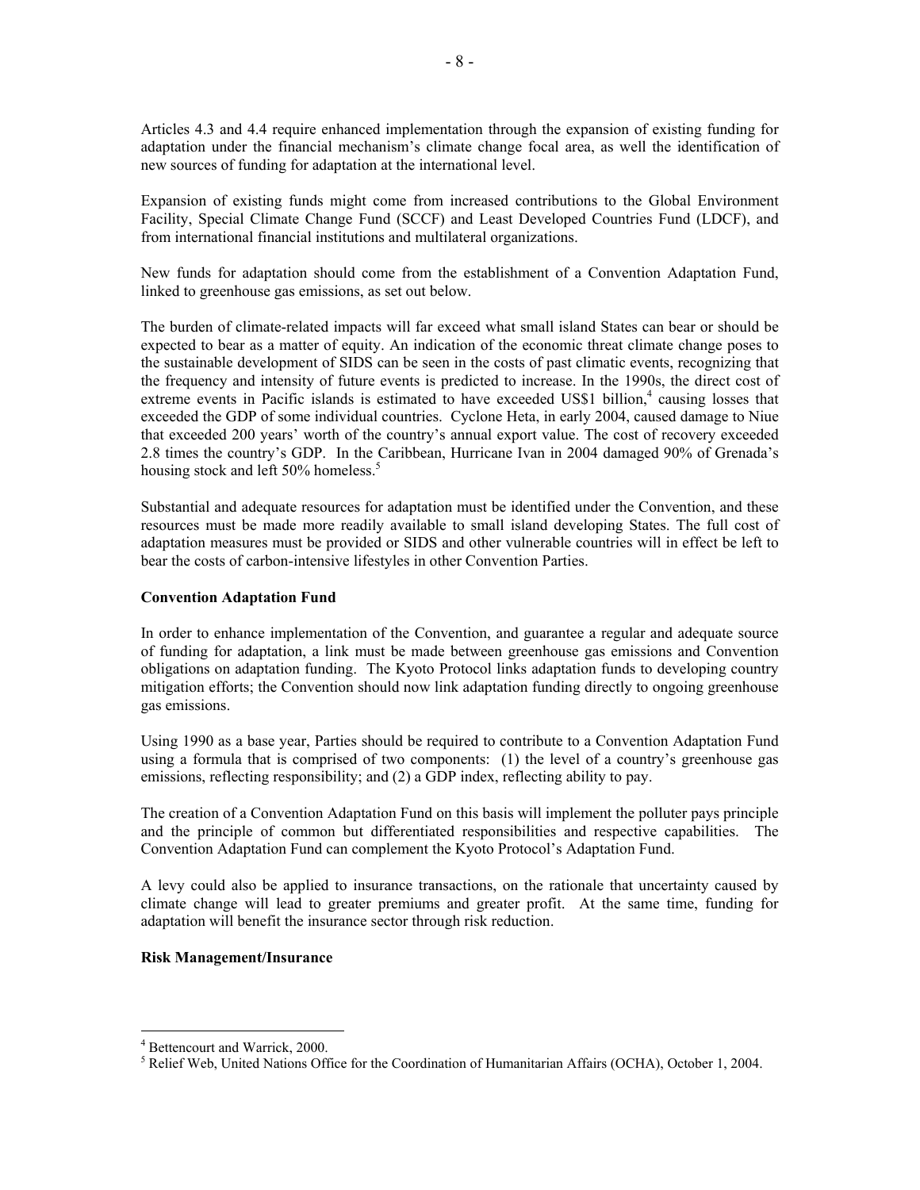Articles 4.3 and 4.4 require enhanced implementation through the expansion of existing funding for adaptation under the financial mechanism's climate change focal area, as well the identification of new sources of funding for adaptation at the international level.

Expansion of existing funds might come from increased contributions to the Global Environment Facility, Special Climate Change Fund (SCCF) and Least Developed Countries Fund (LDCF), and from international financial institutions and multilateral organizations.

New funds for adaptation should come from the establishment of a Convention Adaptation Fund, linked to greenhouse gas emissions, as set out below.

The burden of climate-related impacts will far exceed what small island States can bear or should be expected to bear as a matter of equity. An indication of the economic threat climate change poses to the sustainable development of SIDS can be seen in the costs of past climatic events, recognizing that the frequency and intensity of future events is predicted to increase. In the 1990s, the direct cost of extreme events in Pacific islands is estimated to have exceeded US$1 billion,[4] causing losses that exceeded the GDP of some individual countries. Cyclone Heta, in early 2004, caused damage to Niue that exceeded 200 years' worth of the country's annual export value. The cost of recovery exceeded 2.8 times the country's GDP. In the Caribbean, Hurricane Ivan in 2004 damaged 90% of Grenada's housing stock and left 50% homeless.[5]

Substantial and adequate resources for adaptation must be identified under the Convention, and these resources must be made more readily available to small island developing States. The full cost of adaptation measures must be provided or SIDS and other vulnerable countries will in effect be left to bear the costs of carbon-intensive lifestyles in other Convention Parties.

**Convention Adaptation Fund**

In order to enhance implementation of the Convention, and guarantee a regular and adequate source of funding for adaptation, a link must be made between greenhouse gas emissions and Convention obligations on adaptation funding. The Kyoto Protocol links adaptation funds to developing country mitigation efforts; the Convention should now link adaptation funding directly to ongoing greenhouse gas emissions.

Using 1990 as a base year, Parties should be required to contribute to a Convention Adaptation Fund using a formula that is comprised of two components: (1) the level of a country's greenhouse gas emissions, reflecting responsibility; and (2) a GDP index, reflecting ability to pay.

The creation of a Convention Adaptation Fund on this basis will implement the polluter pays principle and the principle of common but differentiated responsibilities and respective capabilities. The Convention Adaptation Fund can complement the Kyoto Protocol's Adaptation Fund.

A levy could also be applied to insurance transactions, on the rationale that uncertainty caused by climate change will lead to greater premiums and greater profit. At the same time, funding for adaptation will benefit the insurance sector through risk reduction.

**Risk Management/Insurance**

---

[4] Bettencourt and Warrick, 2000.

[5] Relief Web, United Nations Office for the Coordination of Humanitarian Affairs (OCHA), October 1, 2004.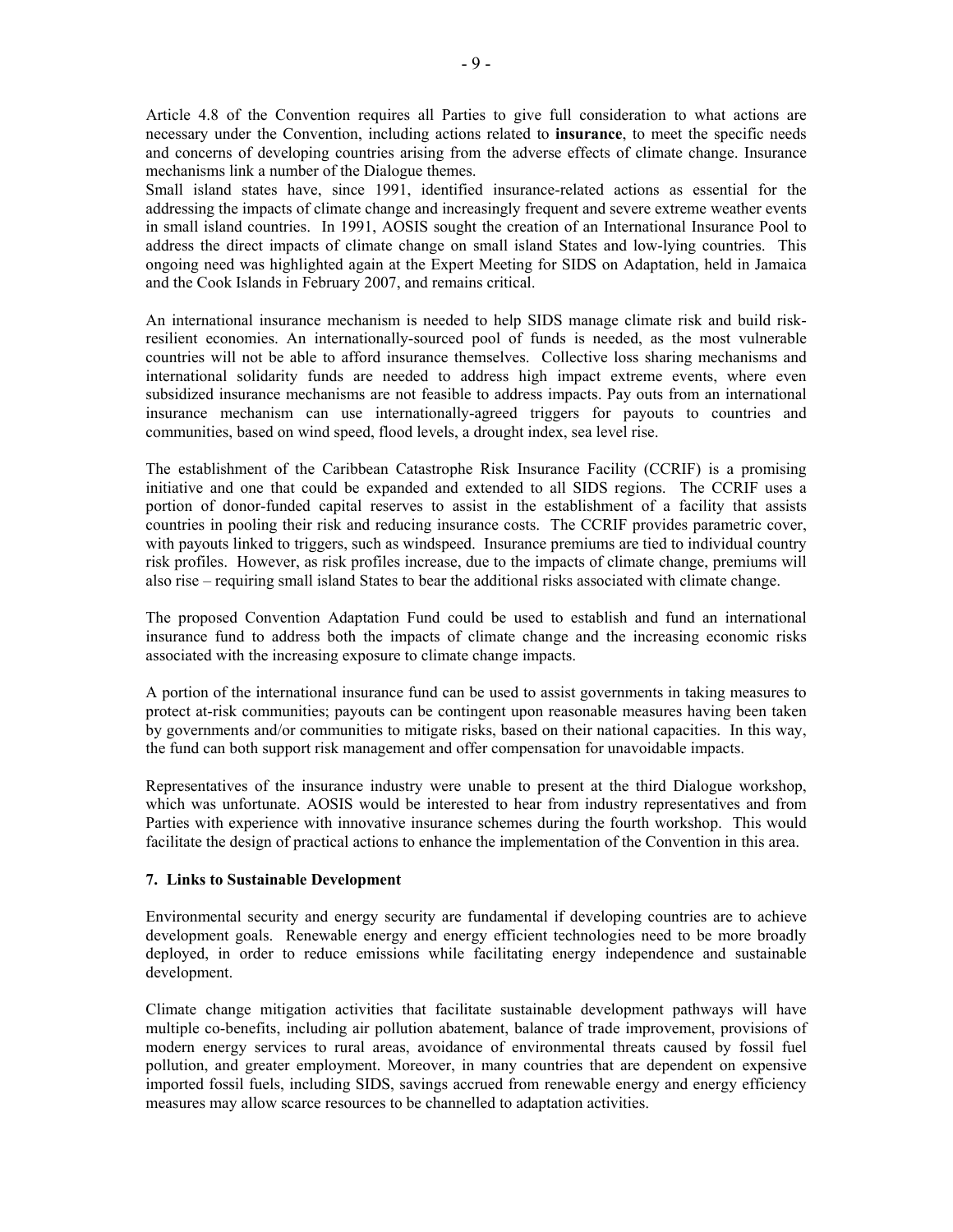Article 4.8 of the Convention requires all Parties to give full consideration to what actions are necessary under the Convention, including actions related to **insurance**, to meet the specific needs and concerns of developing countries arising from the adverse effects of climate change. Insurance mechanisms link a number of the Dialogue themes.
Small island states have, since 1991, identified insurance-related actions as essential for the addressing the impacts of climate change and increasingly frequent and severe extreme weather events in small island countries. In 1991, AOSIS sought the creation of an International Insurance Pool to address the direct impacts of climate change on small island States and low-lying countries. This ongoing need was highlighted again at the Expert Meeting for SIDS on Adaptation, held in Jamaica and the Cook Islands in February 2007, and remains critical.

An international insurance mechanism is needed to help SIDS manage climate risk and build risk-resilient economies. An internationally-sourced pool of funds is needed, as the most vulnerable countries will not be able to afford insurance themselves. Collective loss sharing mechanisms and international solidarity funds are needed to address high impact extreme events, where even subsidized insurance mechanisms are not feasible to address impacts. Pay outs from an international insurance mechanism can use internationally-agreed triggers for payouts to countries and communities, based on wind speed, flood levels, a drought index, sea level rise.

The establishment of the Caribbean Catastrophe Risk Insurance Facility (CCRIF) is a promising initiative and one that could be expanded and extended to all SIDS regions. The CCRIF uses a portion of donor-funded capital reserves to assist in the establishment of a facility that assists countries in pooling their risk and reducing insurance costs. The CCRIF provides parametric cover, with payouts linked to triggers, such as windspeed. Insurance premiums are tied to individual country risk profiles. However, as risk profiles increase, due to the impacts of climate change, premiums will also rise – requiring small island States to bear the additional risks associated with climate change.

The proposed Convention Adaptation Fund could be used to establish and fund an international insurance fund to address both the impacts of climate change and the increasing economic risks associated with the increasing exposure to climate change impacts.

A portion of the international insurance fund can be used to assist governments in taking measures to protect at-risk communities; payouts can be contingent upon reasonable measures having been taken by governments and/or communities to mitigate risks, based on their national capacities. In this way, the fund can both support risk management and offer compensation for unavoidable impacts.

Representatives of the insurance industry were unable to present at the third Dialogue workshop, which was unfortunate. AOSIS would be interested to hear from industry representatives and from Parties with experience with innovative insurance schemes during the fourth workshop. This would facilitate the design of practical actions to enhance the implementation of the Convention in this area.

### 7. Links to Sustainable Development

Environmental security and energy security are fundamental if developing countries are to achieve development goals. Renewable energy and energy efficient technologies need to be more broadly deployed, in order to reduce emissions while facilitating energy independence and sustainable development.

Climate change mitigation activities that facilitate sustainable development pathways will have multiple co-benefits, including air pollution abatement, balance of trade improvement, provisions of modern energy services to rural areas, avoidance of environmental threats caused by fossil fuel pollution, and greater employment. Moreover, in many countries that are dependent on expensive imported fossil fuels, including SIDS, savings accrued from renewable energy and energy efficiency measures may allow scarce resources to be channelled to adaptation activities.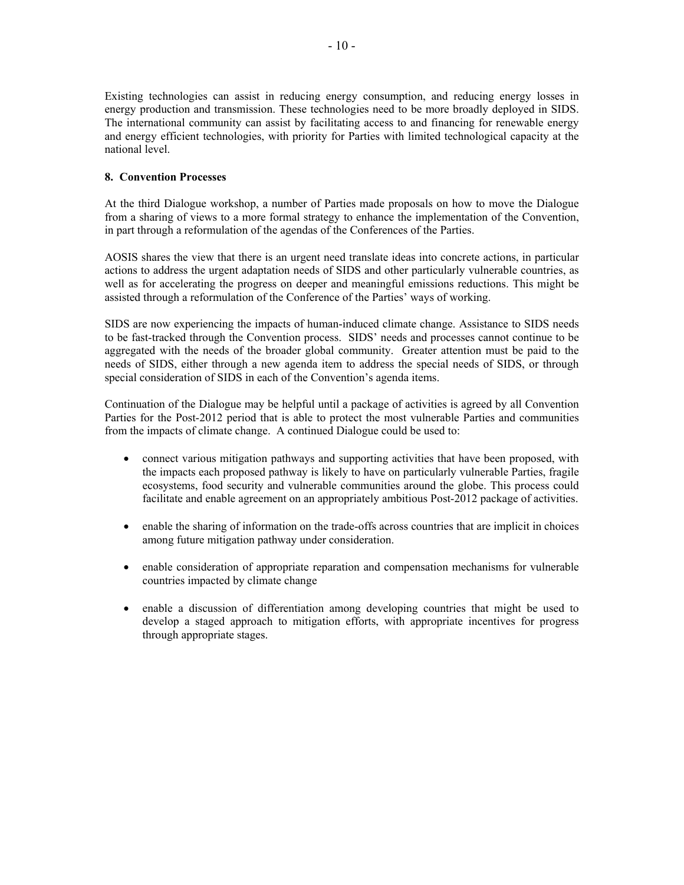Existing technologies can assist in reducing energy consumption, and reducing energy losses in energy production and transmission. These technologies need to be more broadly deployed in SIDS. The international community can assist by facilitating access to and financing for renewable energy and energy efficient technologies, with priority for Parties with limited technological capacity at the national level.

**8. Convention Processes**

At the third Dialogue workshop, a number of Parties made proposals on how to move the Dialogue from a sharing of views to a more formal strategy to enhance the implementation of the Convention, in part through a reformulation of the agendas of the Conferences of the Parties.

AOSIS shares the view that there is an urgent need translate ideas into concrete actions, in particular actions to address the urgent adaptation needs of SIDS and other particularly vulnerable countries, as well as for accelerating the progress on deeper and meaningful emissions reductions. This might be assisted through a reformulation of the Conference of the Parties' ways of working.

SIDS are now experiencing the impacts of human-induced climate change. Assistance to SIDS needs to be fast-tracked through the Convention process. SIDS' needs and processes cannot continue to be aggregated with the needs of the broader global community. Greater attention must be paid to the needs of SIDS, either through a new agenda item to address the special needs of SIDS, or through special consideration of SIDS in each of the Convention's agenda items.

Continuation of the Dialogue may be helpful until a package of activities is agreed by all Convention Parties for the Post-2012 period that is able to protect the most vulnerable Parties and communities from the impacts of climate change. A continued Dialogue could be used to:

- connect various mitigation pathways and supporting activities that have been proposed, with the impacts each proposed pathway is likely to have on particularly vulnerable Parties, fragile ecosystems, food security and vulnerable communities around the globe. This process could facilitate and enable agreement on an appropriately ambitious Post-2012 package of activities.

- enable the sharing of information on the trade-offs across countries that are implicit in choices among future mitigation pathway under consideration.

- enable consideration of appropriate reparation and compensation mechanisms for vulnerable countries impacted by climate change

- enable a discussion of differentiation among developing countries that might be used to develop a staged approach to mitigation efforts, with appropriate incentives for progress through appropriate stages.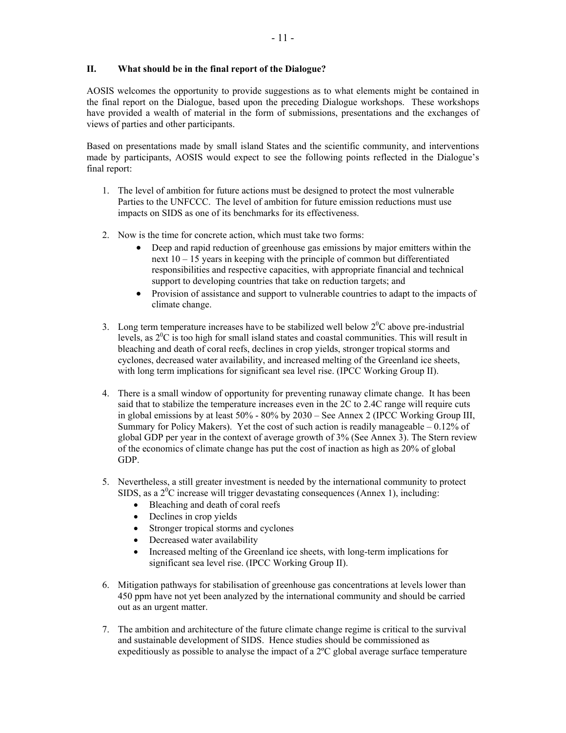## II. What should be in the final report of the Dialogue?

AOSIS welcomes the opportunity to provide suggestions as to what elements might be contained in the final report on the Dialogue, based upon the preceding Dialogue workshops. These workshops have provided a wealth of material in the form of submissions, presentations and the exchanges of views of parties and other participants.

Based on presentations made by small island States and the scientific community, and interventions made by participants, AOSIS would expect to see the following points reflected in the Dialogue's final report:

1. The level of ambition for future actions must be designed to protect the most vulnerable Parties to the UNFCCC. The level of ambition for future emission reductions must use impacts on SIDS as one of its benchmarks for its effectiveness.

2. Now is the time for concrete action, which must take two forms:
   - Deep and rapid reduction of greenhouse gas emissions by major emitters within the next 10 – 15 years in keeping with the principle of common but differentiated responsibilities and respective capacities, with appropriate financial and technical support to developing countries that take on reduction targets; and
   - Provision of assistance and support to vulnerable countries to adapt to the impacts of climate change.

3. Long term temperature increases have to be stabilized well below $2^0$C above pre-industrial levels, as $2^0$C is too high for small island states and coastal communities. This will result in bleaching and death of coral reefs, declines in crop yields, stronger tropical storms and cyclones, decreased water availability, and increased melting of the Greenland ice sheets, with long term implications for significant sea level rise. (IPCC Working Group II).

4. There is a small window of opportunity for preventing runaway climate change. It has been said that to stabilize the temperature increases even in the 2C to 2.4C range will require cuts in global emissions by at least 50% - 80% by 2030 – See Annex 2 (IPCC Working Group III, Summary for Policy Makers). Yet the cost of such action is readily manageable – 0.12% of global GDP per year in the context of average growth of 3% (See Annex 3). The Stern review of the economics of climate change has put the cost of inaction as high as 20% of global GDP.

5. Nevertheless, a still greater investment is needed by the international community to protect SIDS, as a $2^0$C increase will trigger devastating consequences (Annex 1), including:
   - Bleaching and death of coral reefs
   - Declines in crop yields
   - Stronger tropical storms and cyclones
   - Decreased water availability
   - Increased melting of the Greenland ice sheets, with long-term implications for significant sea level rise. (IPCC Working Group II).

6. Mitigation pathways for stabilisation of greenhouse gas concentrations at levels lower than 450 ppm have not yet been analyzed by the international community and should be carried out as an urgent matter.

7. The ambition and architecture of the future climate change regime is critical to the survival and sustainable development of SIDS. Hence studies should be commissioned as expeditiously as possible to analyse the impact of a 2ºC global average surface temperature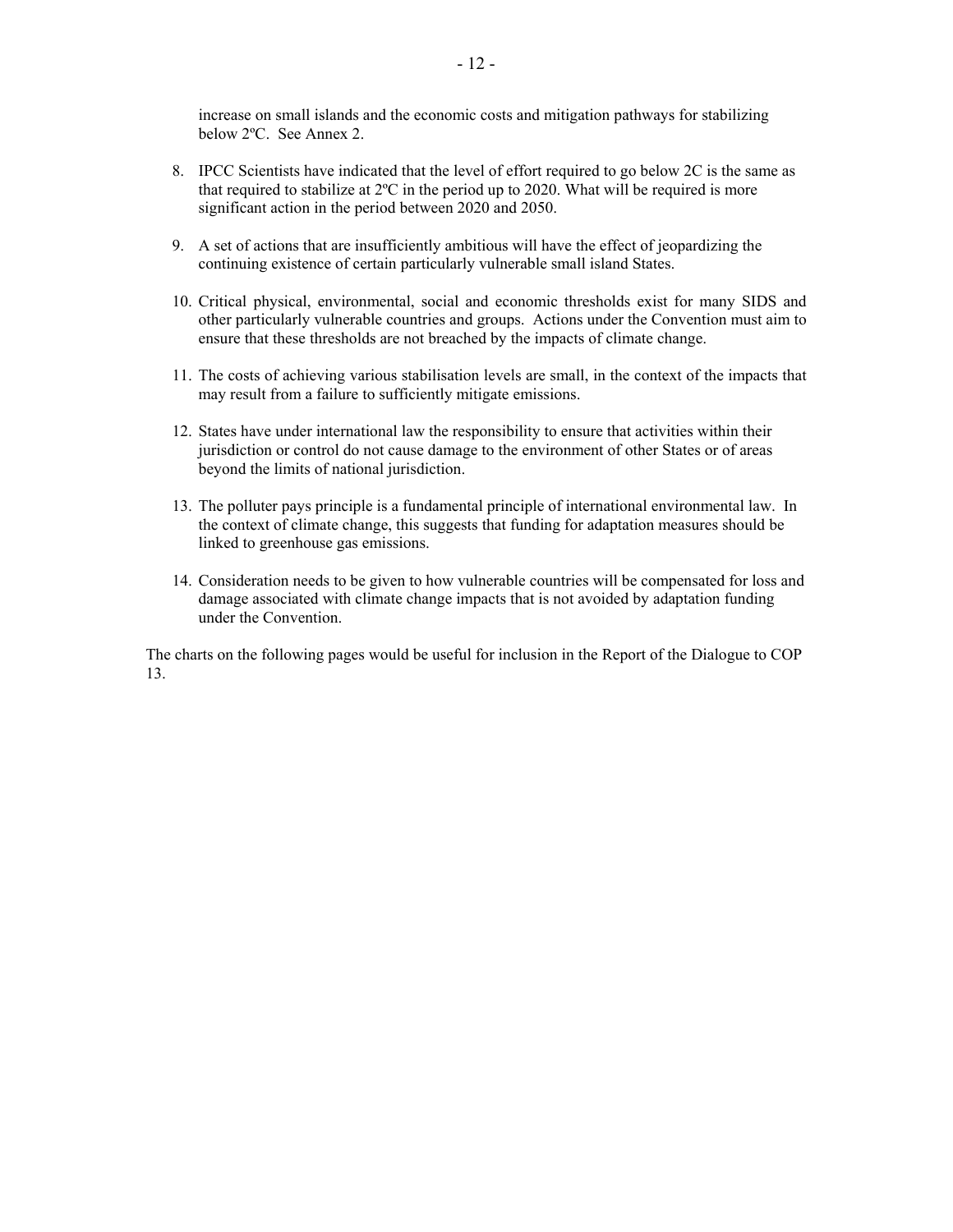increase on small islands and the economic costs and mitigation pathways for stabilizing below 2ºC. See Annex 2.

8. IPCC Scientists have indicated that the level of effort required to go below 2C is the same as that required to stabilize at 2ºC in the period up to 2020. What will be required is more significant action in the period between 2020 and 2050.

9. A set of actions that are insufficiently ambitious will have the effect of jeopardizing the continuing existence of certain particularly vulnerable small island States.

10. Critical physical, environmental, social and economic thresholds exist for many SIDS and other particularly vulnerable countries and groups. Actions under the Convention must aim to ensure that these thresholds are not breached by the impacts of climate change.

11. The costs of achieving various stabilisation levels are small, in the context of the impacts that may result from a failure to sufficiently mitigate emissions.

12. States have under international law the responsibility to ensure that activities within their jurisdiction or control do not cause damage to the environment of other States or of areas beyond the limits of national jurisdiction.

13. The polluter pays principle is a fundamental principle of international environmental law. In the context of climate change, this suggests that funding for adaptation measures should be linked to greenhouse gas emissions.

14. Consideration needs to be given to how vulnerable countries will be compensated for loss and damage associated with climate change impacts that is not avoided by adaptation funding under the Convention.

The charts on the following pages would be useful for inclusion in the Report of the Dialogue to COP 13.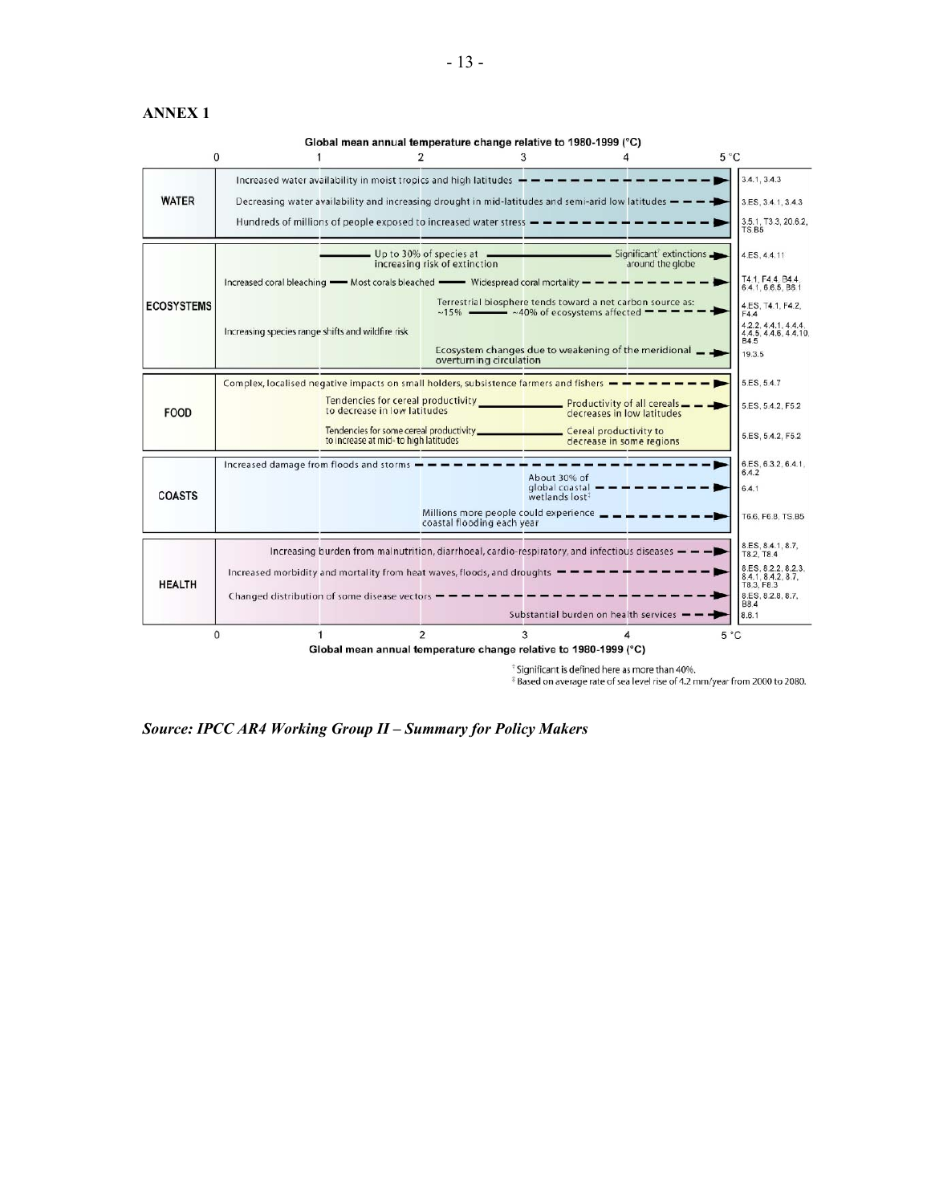**ANNEX 1**

Global mean annual temperature change relative to 1980-1999 (°C)

| | 0 – 5 °C | References |
|---|---|---|
| **WATER** | Increased water availability in moist tropics and high latitudes | 3.4.1, 3.4.3 |
| | Decreasing water availability and increasing drought in mid-latitudes and semi-arid low latitudes | 3.ES, 3.4.1, 3.4.3 |
| | Hundreds of millions of people exposed to increased water stress | 3.5.1, T3.3, 20.6.2, TS.B5 |
| **ECOSYSTEMS** | Up to 30% of species at increasing risk of extinction — Significant[†] extinctions around the globe | 4.ES, 4.4.11 |
| | Increased coral bleaching — Most corals bleached — Widespread coral mortality | T4.1, F4.4, B4.4, 6.4.1, 6.6.5, B6.1 |
| | Terrestrial biosphere tends toward a net carbon source as: ~15% — ~40% of ecosystems affected | 4.ES, T4.1, F4.2, F4.4 |
| | Increasing species range shifts and wildfire risk | 4.2.2, 4.4.1, 4.4.4, 4.4.5, 4.4.6, 4.4.10, B4.5 |
| | Ecosystem changes due to weakening of the meridional overturning circulation | 19.3.5 |
| **FOOD** | Complex, localised negative impacts on small holders, subsistence farmers and fishers | 5.ES, 5.4.7 |
| | Tendencies for cereal productivity to decrease in low latitudes — Productivity of all cereals decreases in low latitudes | 5.ES, 5.4.2, F5.2 |
| | Tendencies for some cereal productivity to increase at mid- to high latitudes — Cereal productivity to decrease in some regions | 5.ES, 5.4.2, F5.2 |
| **COASTS** | Increased damage from floods and storms | 6.ES, 6.3.2, 6.4.1, 6.4.2 |
| | About 30% of global coastal wetlands lost[‡] | 6.4.1 |
| | Millions more people could experience coastal flooding each year | T6.6, F6.8, TS.B5 |
| **HEALTH** | Increasing burden from malnutrition, diarrhoeal, cardio-respiratory, and infectious diseases | 8.ES, 8.4.1, 8.7, T8.2, T8.4 |
| | Increased morbidity and mortality from heat waves, floods, and droughts | 8.ES, 8.2.2, 8.2.3, 8.4.1, 8.4.2, 8.7, T8.3, F8.3 |
| | Changed distribution of some disease vectors | 8.ES, 8.2.8, 8.7, B8.4 |
| | Substantial burden on health services | 8.6.1 |

Global mean annual temperature change relative to 1980-1999 (°C)

[†] Significant is defined here as more than 40%.

[‡] Based on average rate of sea level rise of 4.2 mm/year from 2000 to 2080.

***Source: IPCC AR4 Working Group II – Summary for Policy Makers***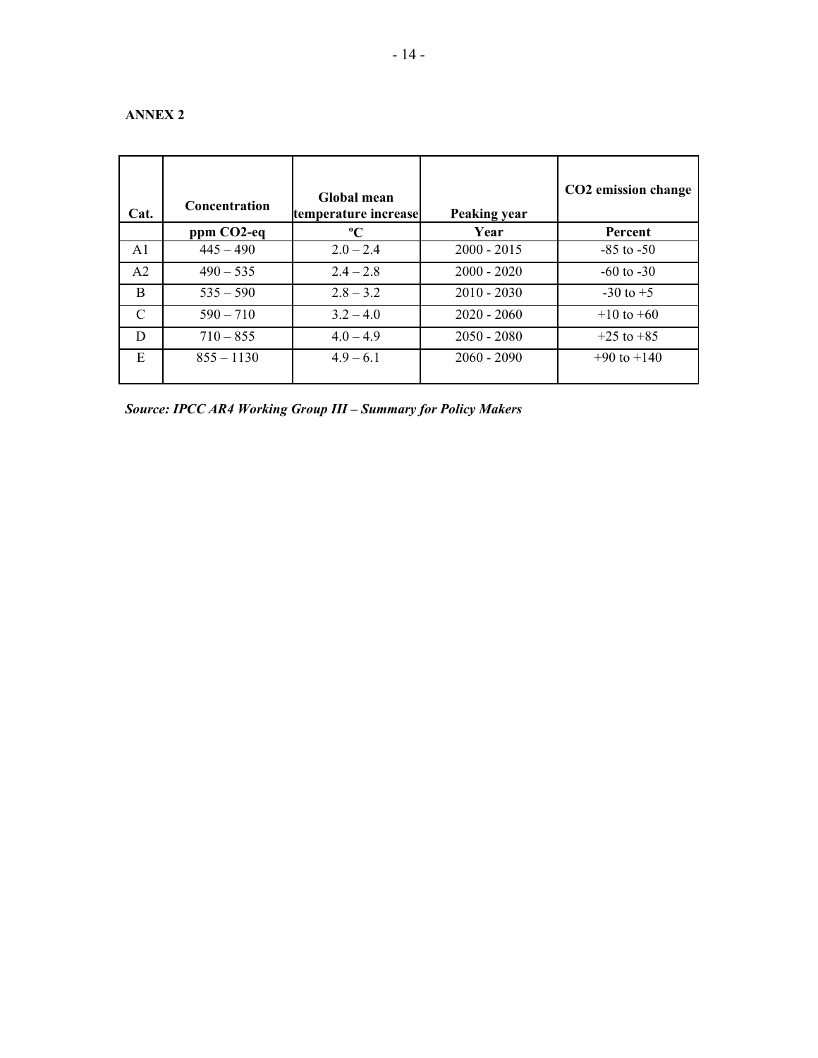**ANNEX 2**

| Cat. | Concentration | Global mean temperature increase | Peaking year | $CO_2$ emission change |
|---|---|---|---|---|
| | ppm $CO_2$-eq | ºC | Year | Percent |
| A1 | 445 – 490 | 2.0 – 2.4 | 2000 - 2015 | -85 to -50 |
| A2 | 490 – 535 | 2.4 – 2.8 | 2000 - 2020 | -60 to -30 |
| B | 535 – 590 | 2.8 – 3.2 | 2010 - 2030 | -30 to +5 |
| C | 590 – 710 | 3.2 – 4.0 | 2020 - 2060 | +10 to +60 |
| D | 710 – 855 | 4.0 – 4.9 | 2050 - 2080 | +25 to +85 |
| E | 855 – 1130 | 4.9 – 6.1 | 2060 - 2090 | +90 to +140 |

***Source: IPCC AR4 Working Group III – Summary for Policy Makers***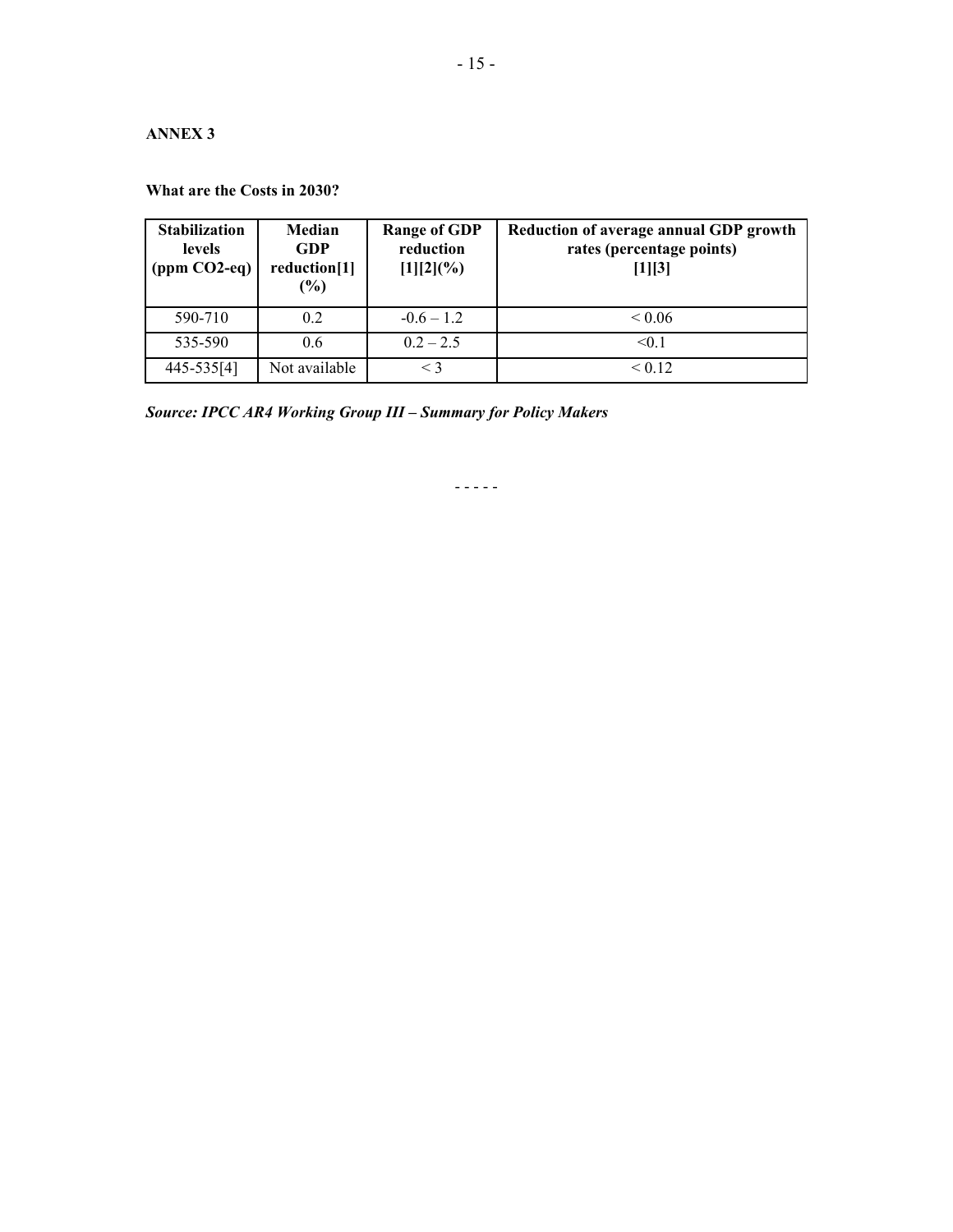**ANNEX 3**

**What are the Costs in 2030?**

| Stabilization levels (ppm CO2-eq) | Median GDP reduction[1] (%) | Range of GDP reduction [1][2](%) | Reduction of average annual GDP growth rates (percentage points) [1][3] |
|---|---|---|---|
| 590-710 | 0.2 | -0.6 – 1.2 | < 0.06 |
| 535-590 | 0.6 | 0.2 – 2.5 | <0.1 |
| 445-535[4] | Not available | < 3 | < 0.12 |

***Source: IPCC AR4 Working Group III – Summary for Policy Makers***

- - - - -